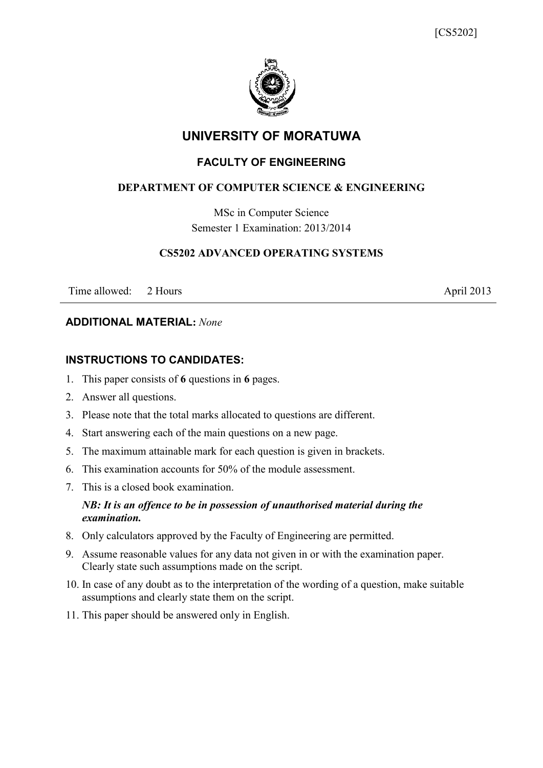[CS5202]

# UNIVERSITY OF MORATUWA

## FACULTY OF ENGINEERING

### DEPARTMENT OF COMPUTER SCIENCE & ENGINEERING

MSc in Computer Science

Semester 1 Examination: 2013/2014

### CS5202 ADVANCED OPERATING SYSTEMS

Time allowed: 2 Hours April 2013

---

**ADDITIONAL MATERIAL:** *None*

**INSTRUCTIONS TO CANDIDATES:**

1. This paper consists of **6** questions in **6** pages.
2. Answer all questions.
3. Please note that the total marks allocated to questions are different.
4. Start answering each of the main questions on a new page.
5. The maximum attainable mark for each question is given in brackets.
6. This examination accounts for 50% of the module assessment.
7. This is a closed book examination.

   ***NB: It is an offence to be in possession of unauthorised material during the examination.***
8. Only calculators approved by the Faculty of Engineering are permitted.
9. Assume reasonable values for any data not given in or with the examination paper. Clearly state such assumptions made on the script.
10. In case of any doubt as to the interpretation of the wording of a question, make suitable assumptions and clearly state them on the script.
11. This paper should be answered only in English.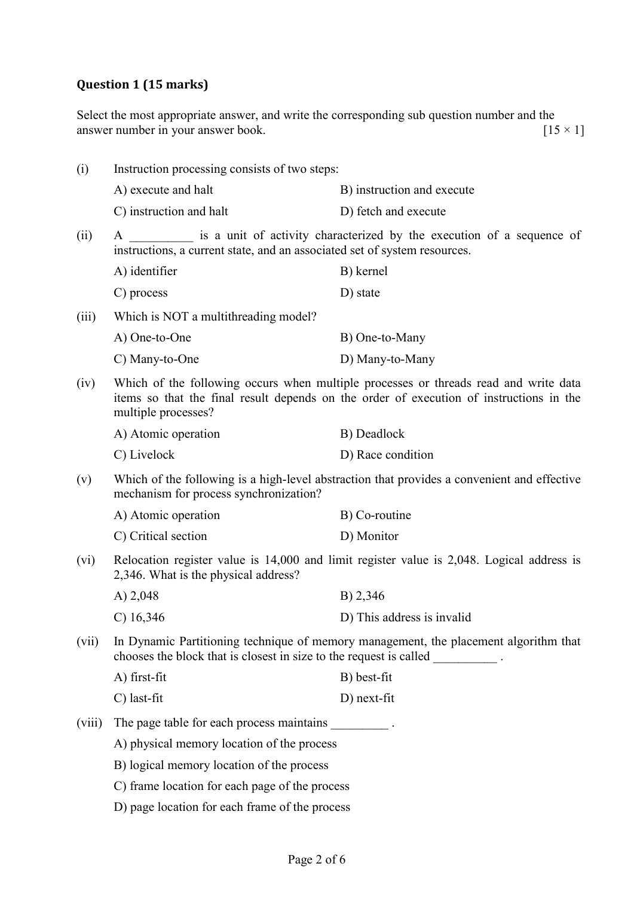### Question 1 (15 marks)

Select the most appropriate answer, and write the corresponding sub question number and the answer number in your answer book. [15 × 1]

(i) Instruction processing consists of two steps:

A) execute and halt
B) instruction and execute
C) instruction and halt
D) fetch and execute

(ii) A __________ is a unit of activity characterized by the execution of a sequence of instructions, a current state, and an associated set of system resources.

A) identifier
B) kernel
C) process
D) state

(iii) Which is NOT a multithreading model?

A) One-to-One
B) One-to-Many
C) Many-to-One
D) Many-to-Many

(iv) Which of the following occurs when multiple processes or threads read and write data items so that the final result depends on the order of execution of instructions in the multiple processes?

A) Atomic operation
B) Deadlock
C) Livelock
D) Race condition

(v) Which of the following is a high-level abstraction that provides a convenient and effective mechanism for process synchronization?

A) Atomic operation
B) Co-routine
C) Critical section
D) Monitor

(vi) Relocation register value is 14,000 and limit register value is 2,048. Logical address is 2,346. What is the physical address?

A) 2,048
B) 2,346
C) 16,346
D) This address is invalid

(vii) In Dynamic Partitioning technique of memory management, the placement algorithm that chooses the block that is closest in size to the request is called __________ .

A) first-fit
B) best-fit
C) last-fit
D) next-fit

(viii) The page table for each process maintains _________ .

A) physical memory location of the process
B) logical memory location of the process
C) frame location for each page of the process
D) page location for each frame of the process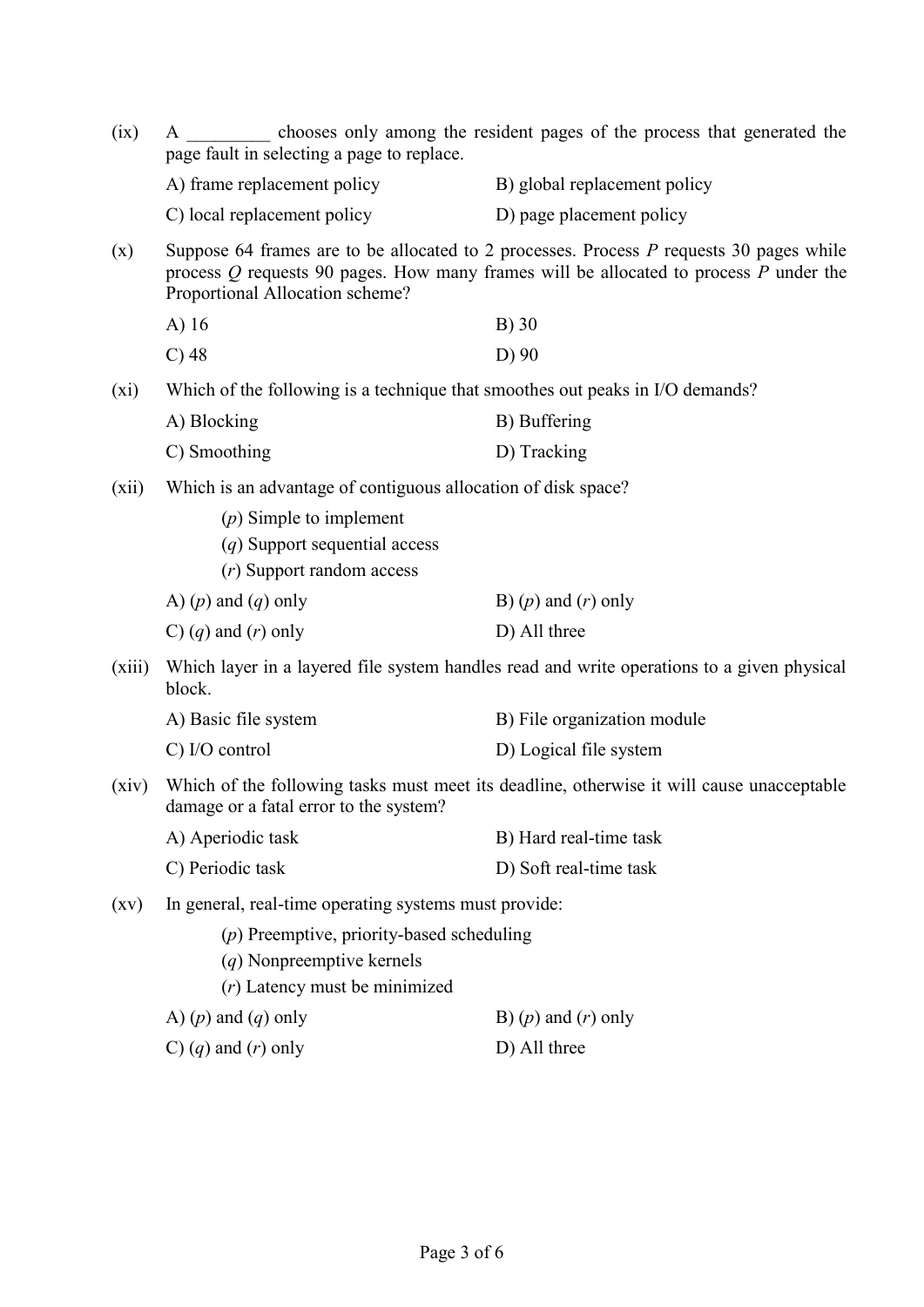(ix) A _________ chooses only among the resident pages of the process that generated the page fault in selecting a page to replace.

A) frame replacement policy
B) global replacement policy
C) local replacement policy
D) page placement policy

(x) Suppose 64 frames are to be allocated to 2 processes. Process *P* requests 30 pages while process *Q* requests 90 pages. How many frames will be allocated to process *P* under the Proportional Allocation scheme?

A) 16
B) 30
C) 48
D) 90

(xi) Which of the following is a technique that smoothes out peaks in I/O demands?

A) Blocking
B) Buffering
C) Smoothing
D) Tracking

(xii) Which is an advantage of contiguous allocation of disk space?

- (*p*) Simple to implement
- (*q*) Support sequential access
- (*r*) Support random access

A) (*p*) and (*q*) only
B) (*p*) and (*r*) only
C) (*q*) and (*r*) only
D) All three

(xiii) Which layer in a layered file system handles read and write operations to a given physical block.

A) Basic file system
B) File organization module
C) I/O control
D) Logical file system

(xiv) Which of the following tasks must meet its deadline, otherwise it will cause unacceptable damage or a fatal error to the system?

A) Aperiodic task
B) Hard real-time task
C) Periodic task
D) Soft real-time task

(xv) In general, real-time operating systems must provide:

- (*p*) Preemptive, priority-based scheduling
- (*q*) Nonpreemptive kernels
- (*r*) Latency must be minimized

A) (*p*) and (*q*) only
B) (*p*) and (*r*) only
C) (*q*) and (*r*) only
D) All three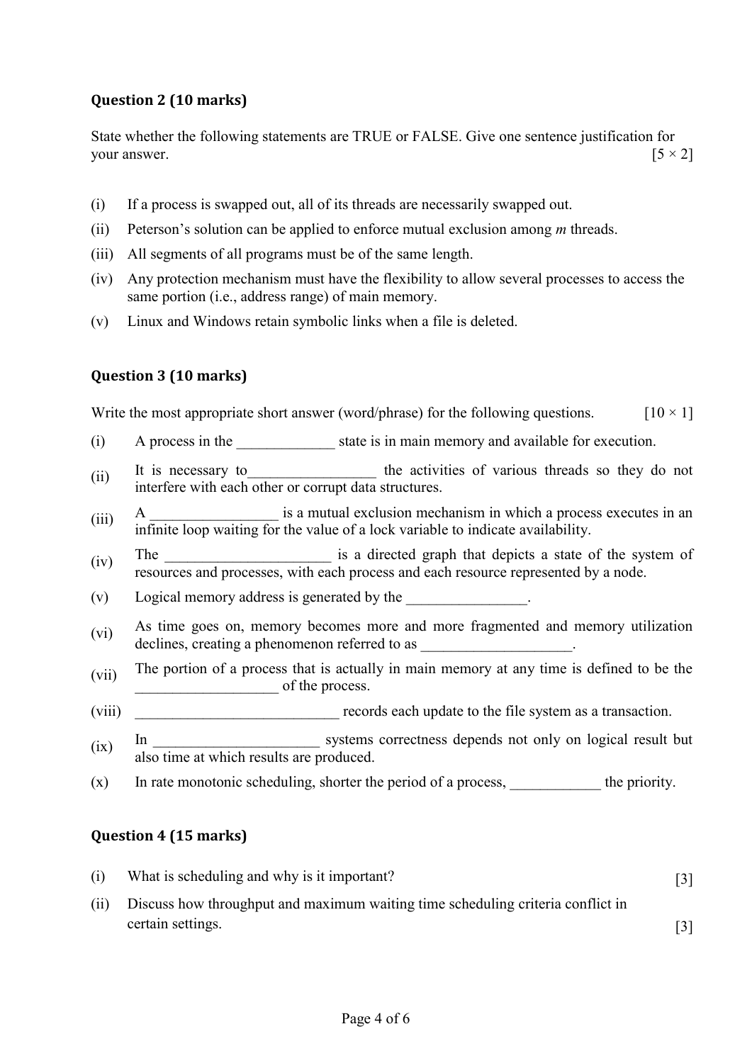### Question 2 (10 marks)

State whether the following statements are TRUE or FALSE. Give one sentence justification for your answer. [5 × 2]

(i) If a process is swapped out, all of its threads are necessarily swapped out.

(ii) Peterson's solution can be applied to enforce mutual exclusion among *m* threads.

(iii) All segments of all programs must be of the same length.

(iv) Any protection mechanism must have the flexibility to allow several processes to access the same portion (i.e., address range) of main memory.

(v) Linux and Windows retain symbolic links when a file is deleted.

### Question 3 (10 marks)

Write the most appropriate short answer (word/phrase) for the following questions. [10 × 1]

(i) A process in the _____________ state is in main memory and available for execution.

(ii) It is necessary to_________________ the activities of various threads so they do not interfere with each other or corrupt data structures.

(iii) A _________________ is a mutual exclusion mechanism in which a process executes in an infinite loop waiting for the value of a lock variable to indicate availability.

(iv) The ______________________ is a directed graph that depicts a state of the system of resources and processes, with each process and each resource represented by a node.

(v) Logical memory address is generated by the ________________.

(vi) As time goes on, memory becomes more and more fragmented and memory utilization declines, creating a phenomenon referred to as ____________________.

(vii) The portion of a process that is actually in main memory at any time is defined to be the ___________________ of the process.

(viii) ___________________________ records each update to the file system as a transaction.

(ix) In ______________________ systems correctness depends not only on logical result but also time at which results are produced.

(x) In rate monotonic scheduling, shorter the period of a process, ____________ the priority.

### Question 4 (15 marks)

(i) What is scheduling and why is it important? [3]

(ii) Discuss how throughput and maximum waiting time scheduling criteria conflict in certain settings. [3]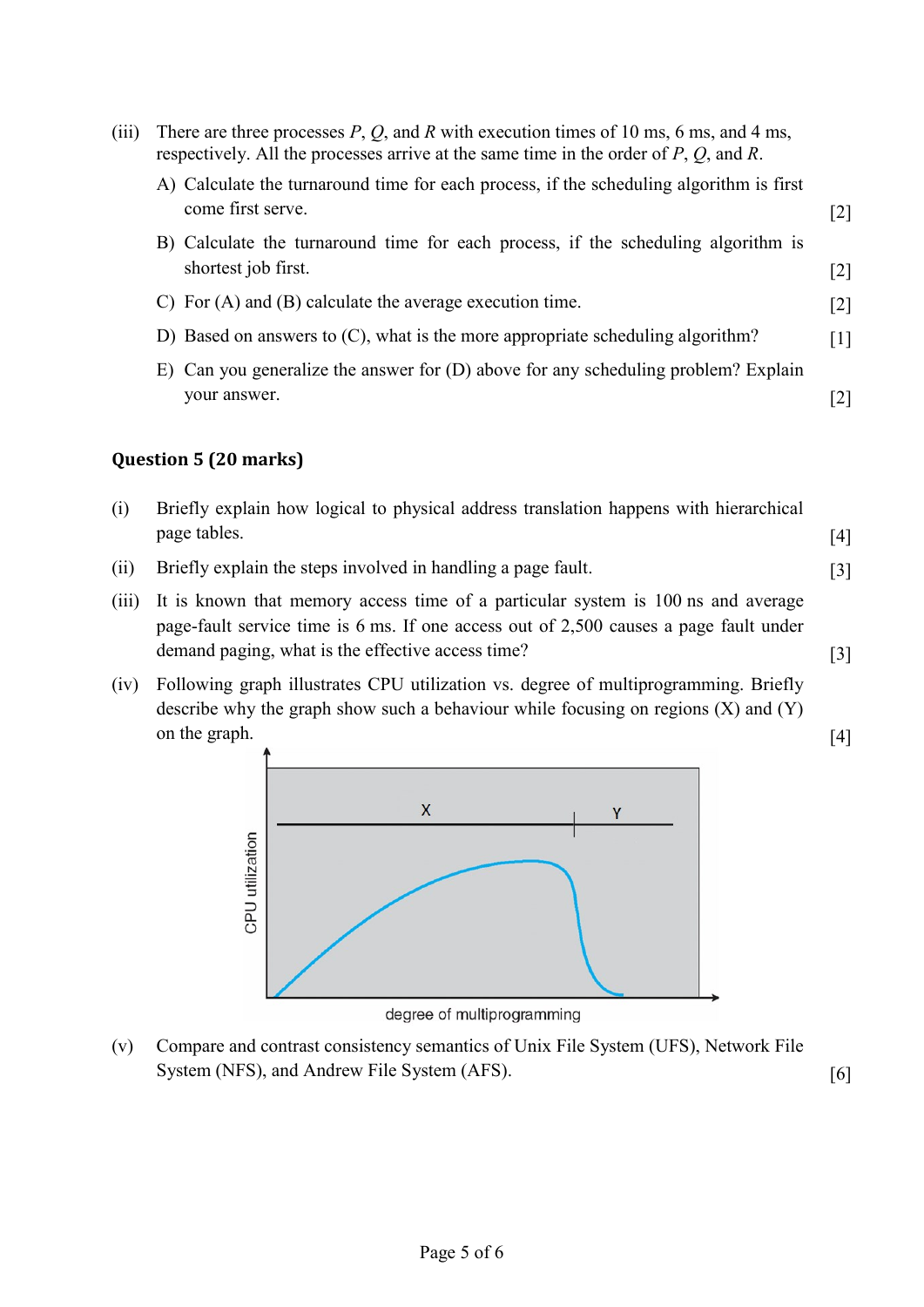(iii) There are three processes $P$, $Q$, and $R$ with execution times of 10 ms, 6 ms, and 4 ms, respectively. All the processes arrive at the same time in the order of $P$, $Q$, and $R$.

   A) Calculate the turnaround time for each process, if the scheduling algorithm is first come first serve. [2]

   B) Calculate the turnaround time for each process, if the scheduling algorithm is shortest job first. [2]

   C) For (A) and (B) calculate the average execution time. [2]

   D) Based on answers to (C), what is the more appropriate scheduling algorithm? [1]

   E) Can you generalize the answer for (D) above for any scheduling problem? Explain your answer. [2]

## Question 5 (20 marks)

(i) Briefly explain how logical to physical address translation happens with hierarchical page tables. [4]

(ii) Briefly explain the steps involved in handling a page fault. [3]

(iii) It is known that memory access time of a particular system is 100 ns and average page-fault service time is 6 ms. If one access out of 2,500 causes a page fault under demand paging, what is the effective access time? [3]

(iv) Following graph illustrates CPU utilization vs. degree of multiprogramming. Briefly describe why the graph show such a behaviour while focusing on regions (X) and (Y) on the graph. [4]

(v) Compare and contrast consistency semantics of Unix File System (UFS), Network File System (NFS), and Andrew File System (AFS). [6]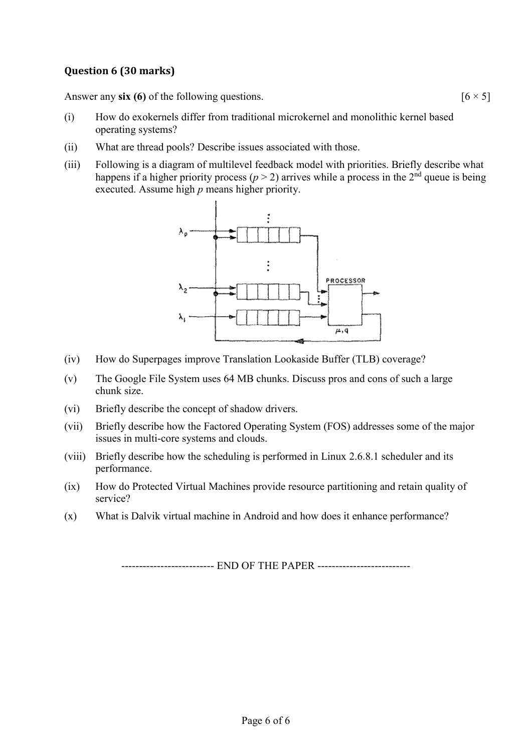**Question 6 (30 marks)**

Answer any **six (6)** of the following questions. [6 × 5]

(i) How do exokernels differ from traditional microkernel and monolithic kernel based operating systems?

(ii) What are thread pools? Describe issues associated with those.

(iii) Following is a diagram of multilevel feedback model with priorities. Briefly describe what happens if a higher priority process ($p > 2$) arrives while a process in the 2[nd] queue is being executed. Assume high $p$ means higher priority.

$\lambda_p$

$\lambda_2$

$\lambda_1$

PROCESSOR

$\mu, q$

(iv) How do Superpages improve Translation Lookaside Buffer (TLB) coverage?

(v) The Google File System uses 64 MB chunks. Discuss pros and cons of such a large chunk size.

(vi) Briefly describe the concept of shadow drivers.

(vii) Briefly describe how the Factored Operating System (FOS) addresses some of the major issues in multi-core systems and clouds.

(viii) Briefly describe how the scheduling is performed in Linux 2.6.8.1 scheduler and its performance.

(ix) How do Protected Virtual Machines provide resource partitioning and retain quality of service?

(x) What is Dalvik virtual machine in Android and how does it enhance performance?

-------------------------- END OF THE PAPER --------------------------